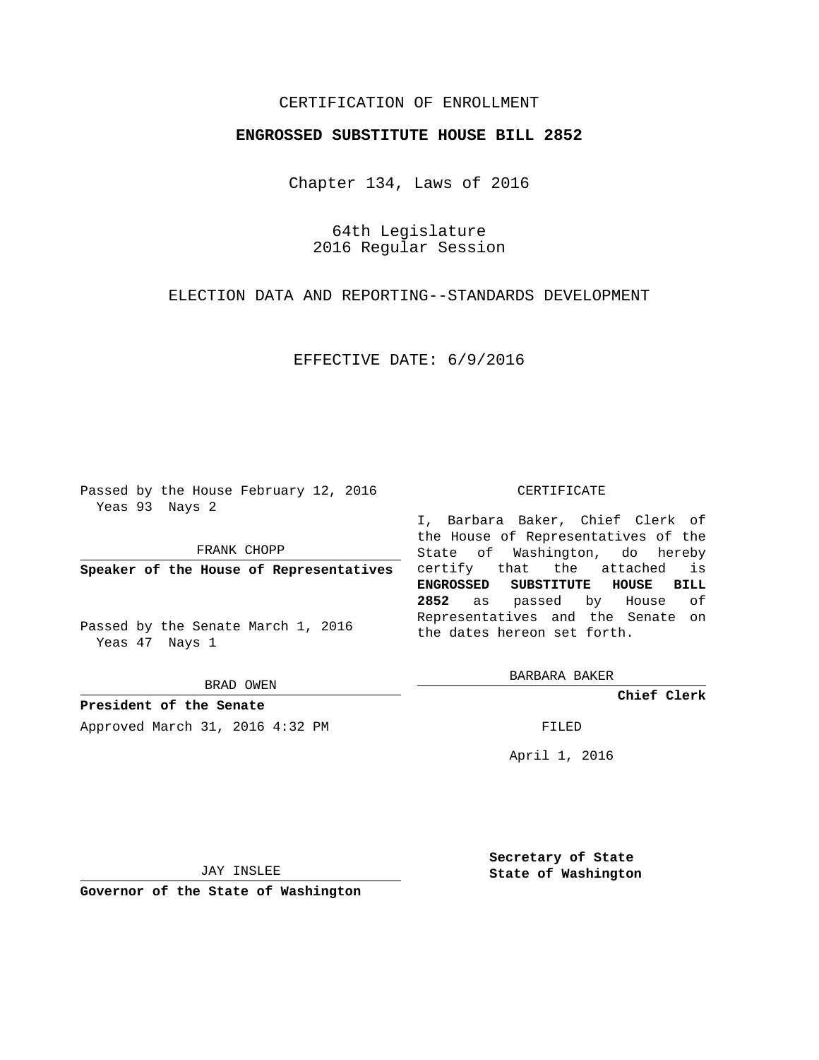CERTIFICATION OF ENROLLMENT

**ENGROSSED SUBSTITUTE HOUSE BILL 2852**

Chapter 134, Laws of 2016

64th Legislature
2016 Regular Session

ELECTION DATA AND REPORTING--STANDARDS DEVELOPMENT

EFFECTIVE DATE: 6/9/2016

Passed by the House February 12, 2016
Yeas 93 Nays 2

FRANK CHOPP

**Speaker of the House of Representatives**

Passed by the Senate March 1, 2016
Yeas 47 Nays 1

BRAD OWEN

**President of the Senate**

Approved March 31, 2016 4:32 PM

JAY INSLEE

**Governor of the State of Washington**

CERTIFICATE

I, Barbara Baker, Chief Clerk of the House of Representatives of the State of Washington, do hereby certify that the attached is **ENGROSSED SUBSTITUTE HOUSE BILL 2852** as passed by House of Representatives and the Senate on the dates hereon set forth.

BARBARA BAKER

**Chief Clerk**

FILED

April 1, 2016

**Secretary of State**
**State of Washington**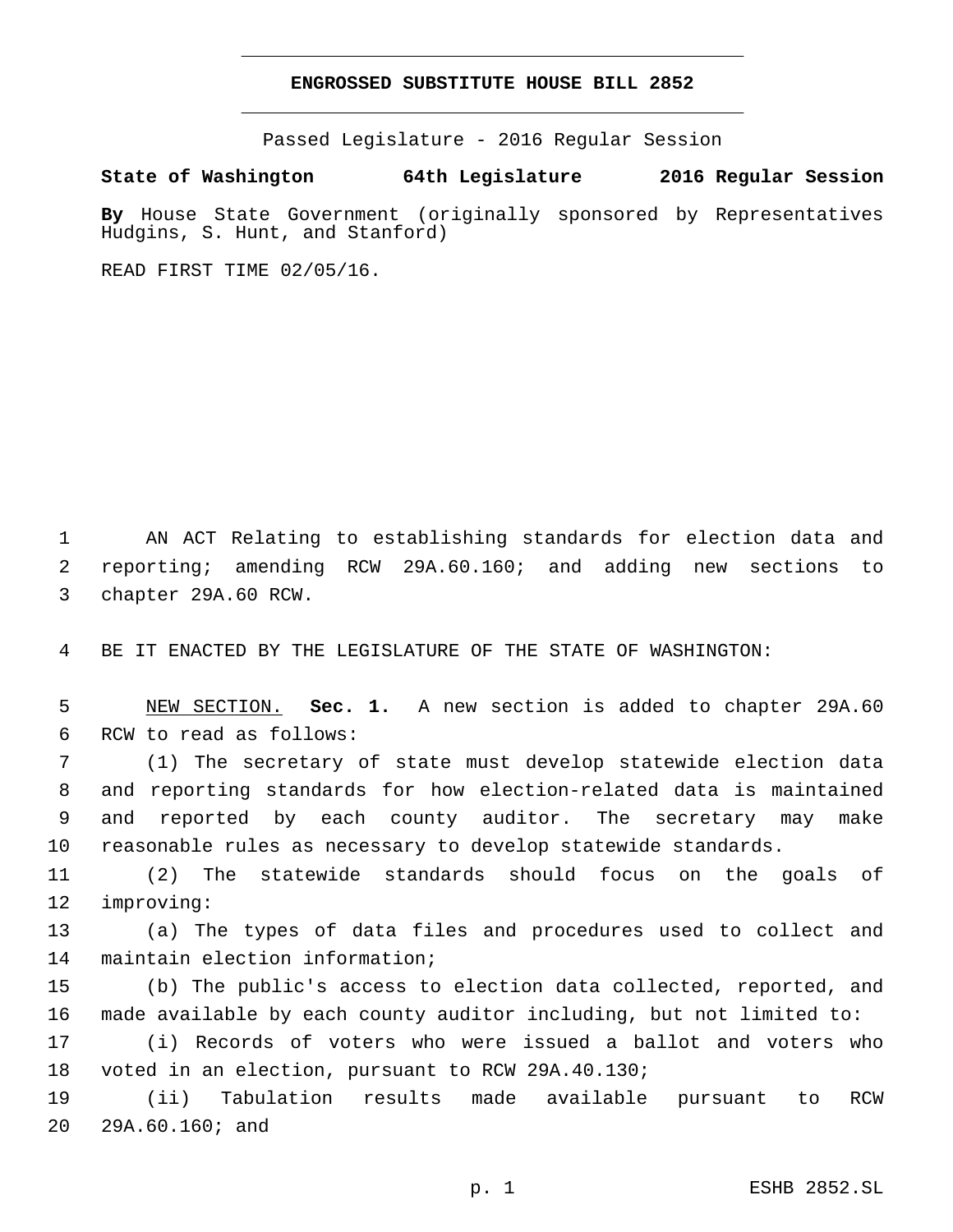# ENGROSSED SUBSTITUTE HOUSE BILL 2852

Passed Legislature - 2016 Regular Session

**State of Washington 64th Legislature 2016 Regular Session**

**By** House State Government (originally sponsored by Representatives Hudgins, S. Hunt, and Stanford)

READ FIRST TIME 02/05/16.

AN ACT Relating to establishing standards for election data and reporting; amending RCW 29A.60.160; and adding new sections to chapter 29A.60 RCW.

BE IT ENACTED BY THE LEGISLATURE OF THE STATE OF WASHINGTON:

NEW SECTION. **Sec. 1.** A new section is added to chapter 29A.60 RCW to read as follows:

(1) The secretary of state must develop statewide election data and reporting standards for how election-related data is maintained and reported by each county auditor. The secretary may make reasonable rules as necessary to develop statewide standards.

(2) The statewide standards should focus on the goals of improving:

(a) The types of data files and procedures used to collect and maintain election information;

(b) The public's access to election data collected, reported, and made available by each county auditor including, but not limited to:

(i) Records of voters who were issued a ballot and voters who voted in an election, pursuant to RCW 29A.40.130;

(ii) Tabulation results made available pursuant to RCW 29A.60.160; and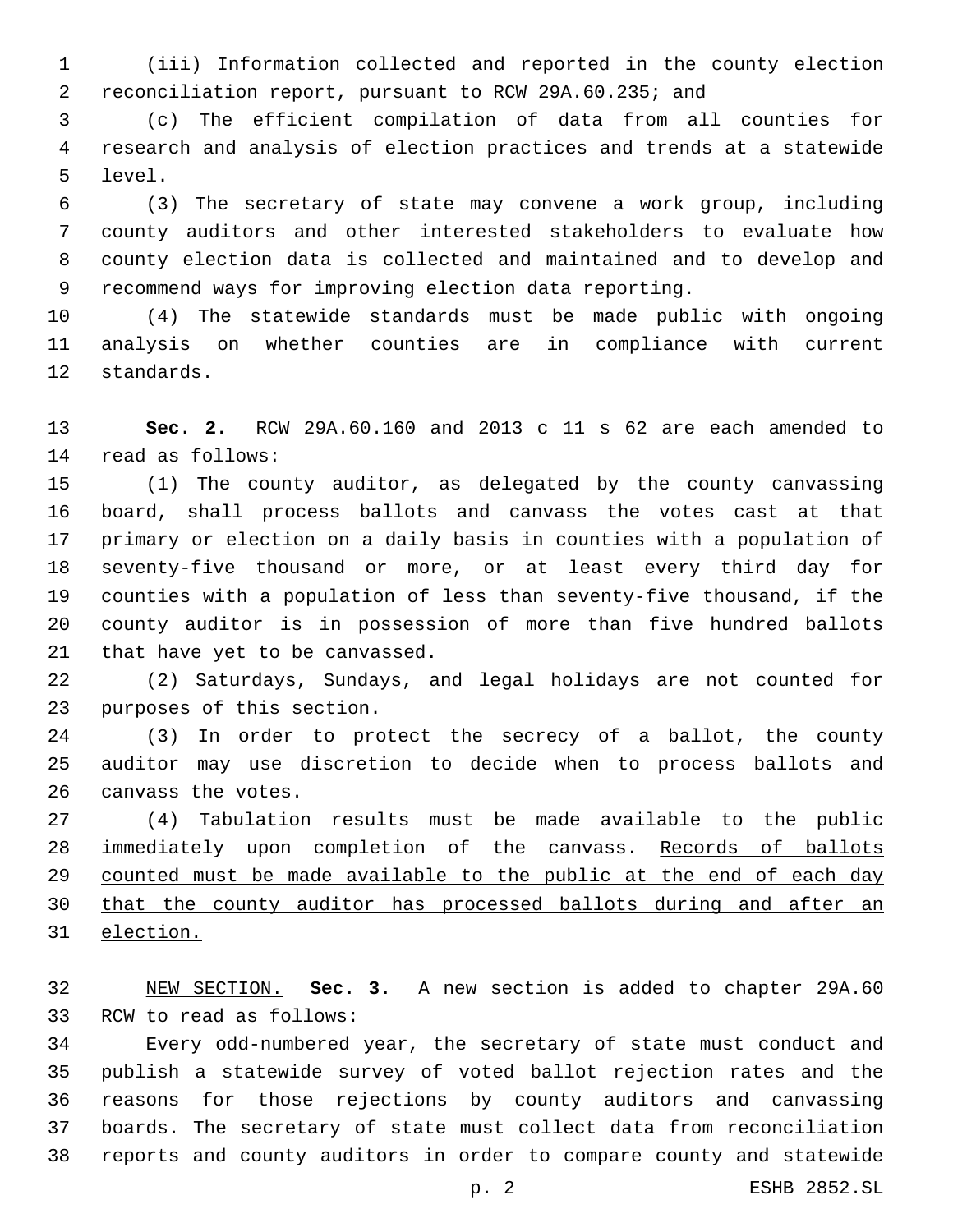(iii) Information collected and reported in the county election reconciliation report, pursuant to RCW 29A.60.235; and

(c) The efficient compilation of data from all counties for research and analysis of election practices and trends at a statewide level.

(3) The secretary of state may convene a work group, including county auditors and other interested stakeholders to evaluate how county election data is collected and maintained and to develop and recommend ways for improving election data reporting.

(4) The statewide standards must be made public with ongoing analysis on whether counties are in compliance with current standards.

**Sec. 2.** RCW 29A.60.160 and 2013 c 11 s 62 are each amended to read as follows:

(1) The county auditor, as delegated by the county canvassing board, shall process ballots and canvass the votes cast at that primary or election on a daily basis in counties with a population of seventy-five thousand or more, or at least every third day for counties with a population of less than seventy-five thousand, if the county auditor is in possession of more than five hundred ballots that have yet to be canvassed.

(2) Saturdays, Sundays, and legal holidays are not counted for purposes of this section.

(3) In order to protect the secrecy of a ballot, the county auditor may use discretion to decide when to process ballots and canvass the votes.

(4) Tabulation results must be made available to the public immediately upon completion of the canvass. <u>Records of ballots counted must be made available to the public at the end of each day that the county auditor has processed ballots during and after an election.</u>

<u>NEW SECTION.</u> **Sec. 3.** A new section is added to chapter 29A.60 RCW to read as follows:

Every odd-numbered year, the secretary of state must conduct and publish a statewide survey of voted ballot rejection rates and the reasons for those rejections by county auditors and canvassing boards. The secretary of state must collect data from reconciliation reports and county auditors in order to compare county and statewide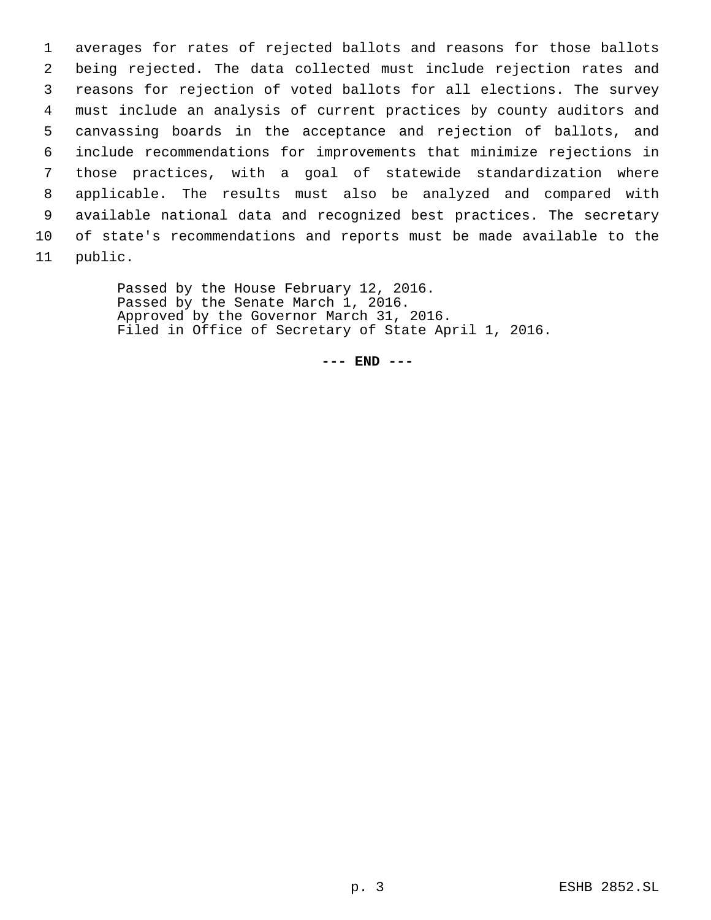averages for rates of rejected ballots and reasons for those ballots being rejected. The data collected must include rejection rates and reasons for rejection of voted ballots for all elections. The survey must include an analysis of current practices by county auditors and canvassing boards in the acceptance and rejection of ballots, and include recommendations for improvements that minimize rejections in those practices, with a goal of statewide standardization where applicable. The results must also be analyzed and compared with available national data and recognized best practices. The secretary of state's recommendations and reports must be made available to the public.

Passed by the House February 12, 2016.
Passed by the Senate March 1, 2016.
Approved by the Governor March 31, 2016.
Filed in Office of Secretary of State April 1, 2016.

**--- END ---**